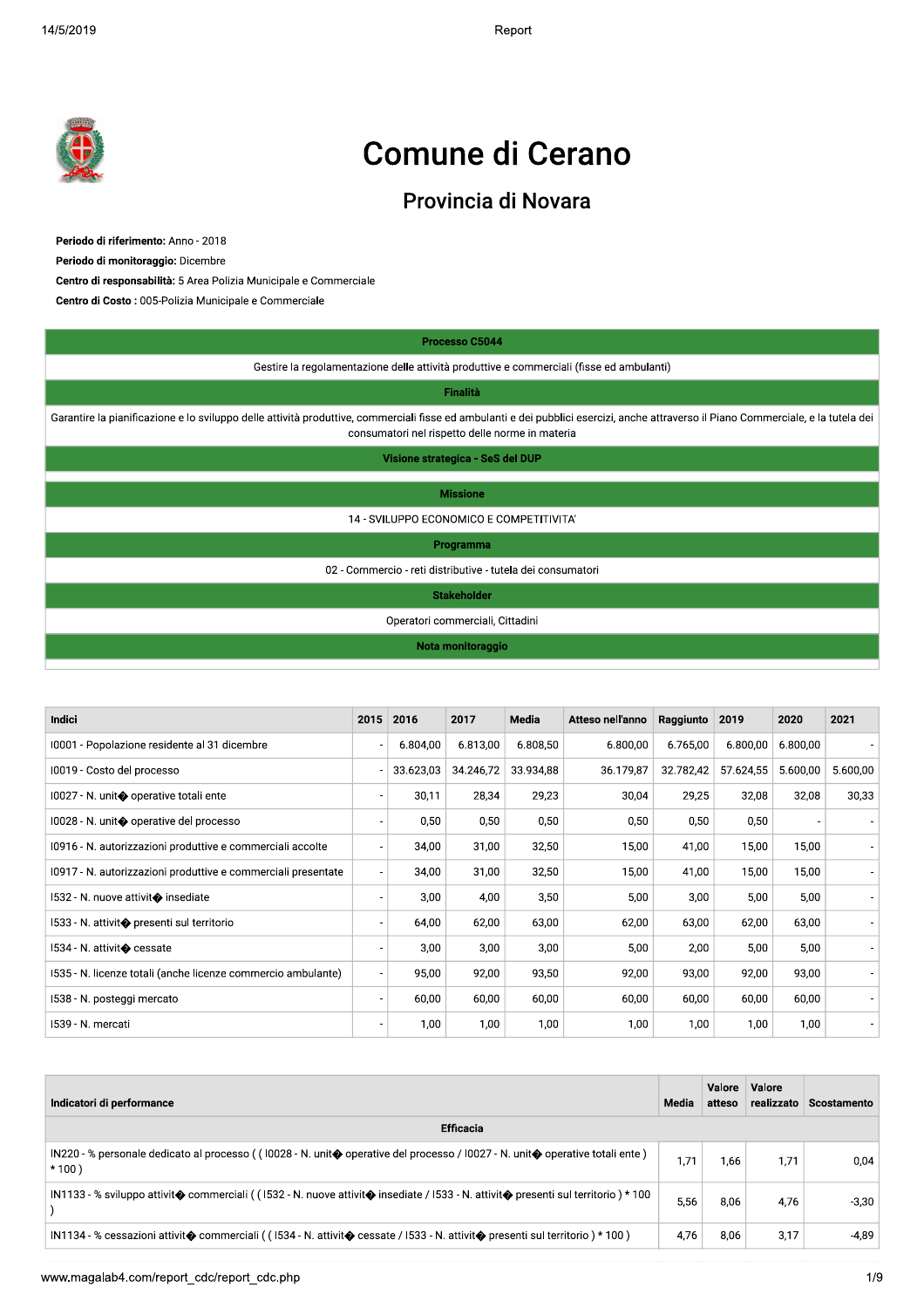# Comune di Cerano

## Provincia di Novara

**Periodo di riferimento:** Anno - 2018

**Periodo di monitoraggio:** Dicembre

**Centro di responsabilità:** 5 Area Polizia Municipale e Commerciale

**Centro di Costo :** 005-Polizia Municipale e Commerciale

| Processo C5044 |
|---|
| Gestire la regolamentazione delle attività produttive e commerciali (fisse ed ambulanti) |
| **Finalità** |
| Garantire la pianificazione e lo sviluppo delle attività produttive, commerciali fisse ed ambulanti e dei pubblici esercizi, anche attraverso il Piano Commerciale, e la tutela dei consumatori nel rispetto delle norme in materia |
| **Visione strategica - SeS del DUP** |
| |
| **Missione** |
| 14 - SVILUPPO ECONOMICO E COMPETITIVITA' |
| **Programma** |
| 02 - Commercio - reti distributive - tutela dei consumatori |
| **Stakeholder** |
| Operatori commerciali, Cittadini |
| **Nota monitoraggio** |
| |

| Indici | 2015 | 2016 | 2017 | Media | Atteso nell'anno | Raggiunto | 2019 | 2020 | 2021 |
|---|---|---|---|---|---|---|---|---|---|
| I0001 - Popolazione residente al 31 dicembre | - | 6.804,00 | 6.813,00 | 6.808,50 | 6.800,00 | 6.765,00 | 6.800,00 | 6.800,00 | - |
| I0019 - Costo del processo | - | 33.623,03 | 34.246,72 | 33.934,88 | 36.179,87 | 32.782,42 | 57.624,55 | 5.600,00 | 5.600,00 |
| I0027 - N. unit� operative totali ente | - | 30,11 | 28,34 | 29,23 | 30,04 | 29,25 | 32,08 | 32,08 | 30,33 |
| I0028 - N. unit� operative del processo | - | 0,50 | 0,50 | 0,50 | 0,50 | 0,50 | 0,50 | - | - |
| I0916 - N. autorizzazioni produttive e commerciali accolte | - | 34,00 | 31,00 | 32,50 | 15,00 | 41,00 | 15,00 | 15,00 | - |
| I0917 - N. autorizzazioni produttive e commerciali presentate | - | 34,00 | 31,00 | 32,50 | 15,00 | 41,00 | 15,00 | 15,00 | - |
| I532 - N. nuove attivit� insediate | - | 3,00 | 4,00 | 3,50 | 5,00 | 3,00 | 5,00 | 5,00 | - |
| I533 - N. attivit� presenti sul territorio | - | 64,00 | 62,00 | 63,00 | 62,00 | 63,00 | 62,00 | 63,00 | - |
| I534 - N. attivit� cessate | - | 3,00 | 3,00 | 3,00 | 5,00 | 2,00 | 5,00 | 5,00 | - |
| I535 - N. licenze totali (anche licenze commercio ambulante) | - | 95,00 | 92,00 | 93,50 | 92,00 | 93,00 | 92,00 | 93,00 | - |
| I538 - N. posteggi mercato | - | 60,00 | 60,00 | 60,00 | 60,00 | 60,00 | 60,00 | 60,00 | - |
| I539 - N. mercati | - | 1,00 | 1,00 | 1,00 | 1,00 | 1,00 | 1,00 | 1,00 | - |

| Indicatori di performance | Media | Valore atteso | Valore realizzato | Scostamento |
|---|---|---|---|---|
| **Efficacia** | | | | |
| IN220 - % personale dedicato al processo ( ( I0028 - N. unit� operative del processo / I0027 - N. unit� operative totali ente ) * 100 ) | 1,71 | 1,66 | 1,71 | 0,04 |
| IN1133 - % sviluppo attivit� commerciali ( ( I532 - N. nuove attivit� insediate / I533 - N. attivit� presenti sul territorio ) * 100 ) | 5,56 | 8,06 | 4,76 | -3,30 |
| IN1134 - % cessazioni attivit� commerciali ( ( I534 - N. attivit� cessate / I533 - N. attivit� presenti sul territorio ) * 100 ) | 4,76 | 8,06 | 3,17 | -4,89 |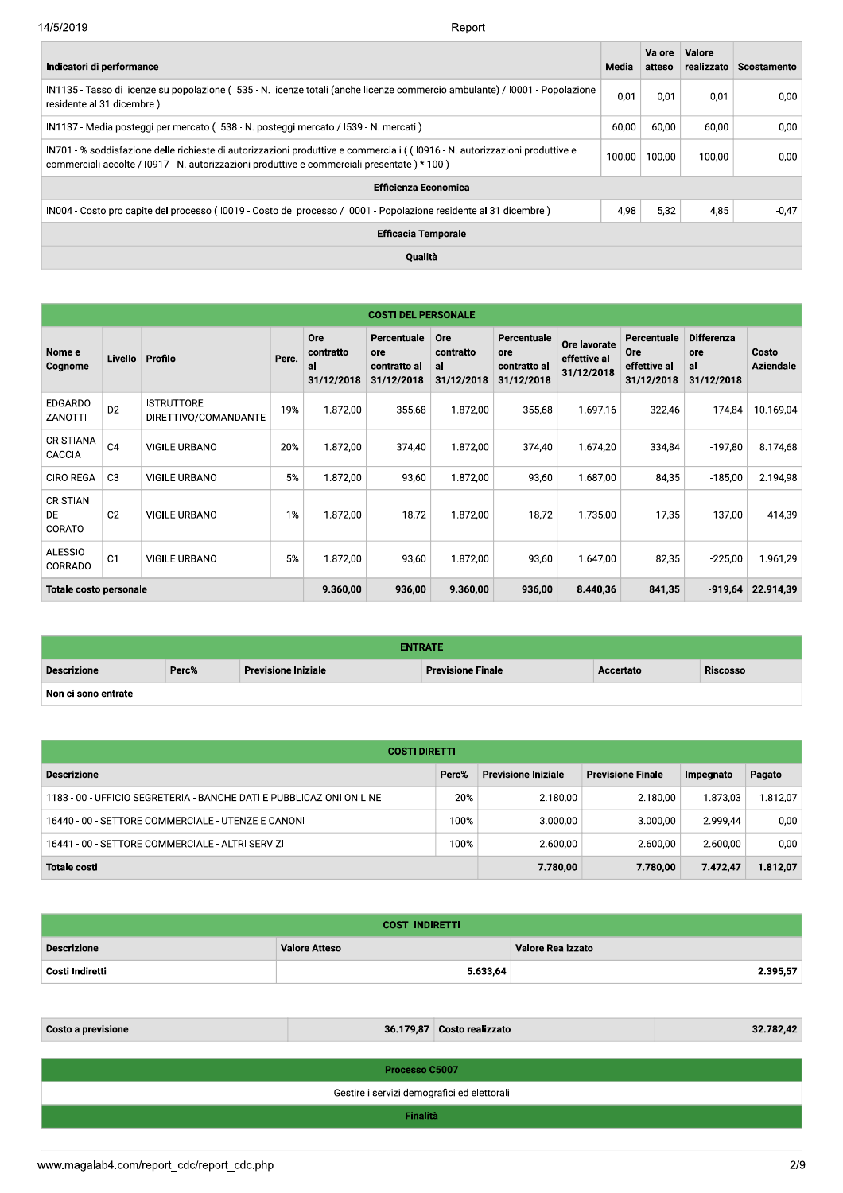| Indicatori di performance | Media | Valore atteso | Valore realizzato | Scostamento |
|---|---|---|---|---|
| IN1135 - Tasso di licenze su popolazione ( I535 - N. licenze totali (anche licenze commercio ambulante) / I0001 - Popolazione residente al 31 dicembre ) | 0,01 | 0,01 | 0,01 | 0,00 |
| IN1137 - Media posteggi per mercato ( I538 - N. posteggi mercato / I539 - N. mercati ) | 60,00 | 60,00 | 60,00 | 0,00 |
| IN701 - % soddisfazione delle richieste di autorizzazioni produttive e commerciali ( ( I0916 - N. autorizzazioni produttive e commerciali accolte / I0917 - N. autorizzazioni produttive e commerciali presentate ) * 100 ) | 100,00 | 100,00 | 100,00 | 0,00 |
| **Efficienza Economica** | | | | |
| IN004 - Costo pro capite del processo ( I0019 - Costo del processo / I0001 - Popolazione residente al 31 dicembre ) | 4,98 | 5,32 | 4,85 | -0,47 |
| **Efficacia Temporale** | | | | |
| **Qualità** | | | | |

| COSTI DEL PERSONALE | | | | | | | | | | | |
|---|---|---|---|---|---|---|---|---|---|---|---|
| **Nome e Cognome** | **Livello** | **Profilo** | **Perc.** | **Ore contratto al 31/12/2018** | **Percentuale ore contratto al 31/12/2018** | **Ore contratto al 31/12/2018** | **Percentuale ore contratto al 31/12/2018** | **Ore lavorate effettive al 31/12/2018** | **Percentuale Ore effettive al 31/12/2018** | **Differenza ore al 31/12/2018** | **Costo Aziendale** |
| EDGARDO ZANOTTI | D2 | ISTRUTTORE DIRETTIVO/COMANDANTE | 19% | 1.872,00 | 355,68 | 1.872,00 | 355,68 | 1.697,16 | 322,46 | -174,84 | 10.169,04 |
| CRISTIANA CACCIA | C4 | VIGILE URBANO | 20% | 1.872,00 | 374,40 | 1.872,00 | 374,40 | 1.674,20 | 334,84 | -197,80 | 8.174,68 |
| CIRO REGA | C3 | VIGILE URBANO | 5% | 1.872,00 | 93,60 | 1.872,00 | 93,60 | 1.687,00 | 84,35 | -185,00 | 2.194,98 |
| CRISTIAN DE CORATO | C2 | VIGILE URBANO | 1% | 1.872,00 | 18,72 | 1.872,00 | 18,72 | 1.735,00 | 17,35 | -137,00 | 414,39 |
| ALESSIO CORRADO | C1 | VIGILE URBANO | 5% | 1.872,00 | 93,60 | 1.872,00 | 93,60 | 1.647,00 | 82,35 | -225,00 | 1.961,29 |
| **Totale costo personale** | | | | **9.360,00** | **936,00** | **9.360,00** | **936,00** | **8.440,36** | **841,35** | **-919,64** | **22.914,39** |

| ENTRATE | | | | | |
|---|---|---|---|---|---|
| **Descrizione** | **Perc%** | **Previsione Iniziale** | **Previsione Finale** | **Accertato** | **Riscosso** |
| **Non ci sono entrate** | | | | | |

| COSTI DIRETTI | | | | | |
|---|---|---|---|---|---|
| **Descrizione** | **Perc%** | **Previsione Iniziale** | **Previsione Finale** | **Impegnato** | **Pagato** |
| 1183 - 00 - UFFICIO SEGRETERIA - BANCHE DATI E PUBBLICAZIONI ON LINE | 20% | 2.180,00 | 2.180,00 | 1.873,03 | 1.812,07 |
| 16440 - 00 - SETTORE COMMERCIALE - UTENZE E CANONI | 100% | 3.000,00 | 3.000,00 | 2.999,44 | 0,00 |
| 16441 - 00 - SETTORE COMMERCIALE - ALTRI SERVIZI | 100% | 2.600,00 | 2.600,00 | 2.600,00 | 0,00 |
| **Totale costi** | | **7.780,00** | **7.780,00** | **7.472,47** | **1.812,07** |

| COSTI INDIRETTI | | |
|---|---|---|
| **Descrizione** | **Valore Atteso** | **Valore Realizzato** |
| **Costi Indiretti** | 5.633,64 | 2.395,57 |

| Costo a previsione | 36.179,87 | Costo realizzato | 32.782,42 |
|---|---|---|---|

| Processo C5007 |
|---|
| Gestire i servizi demografici ed elettorali |
| **Finalità** |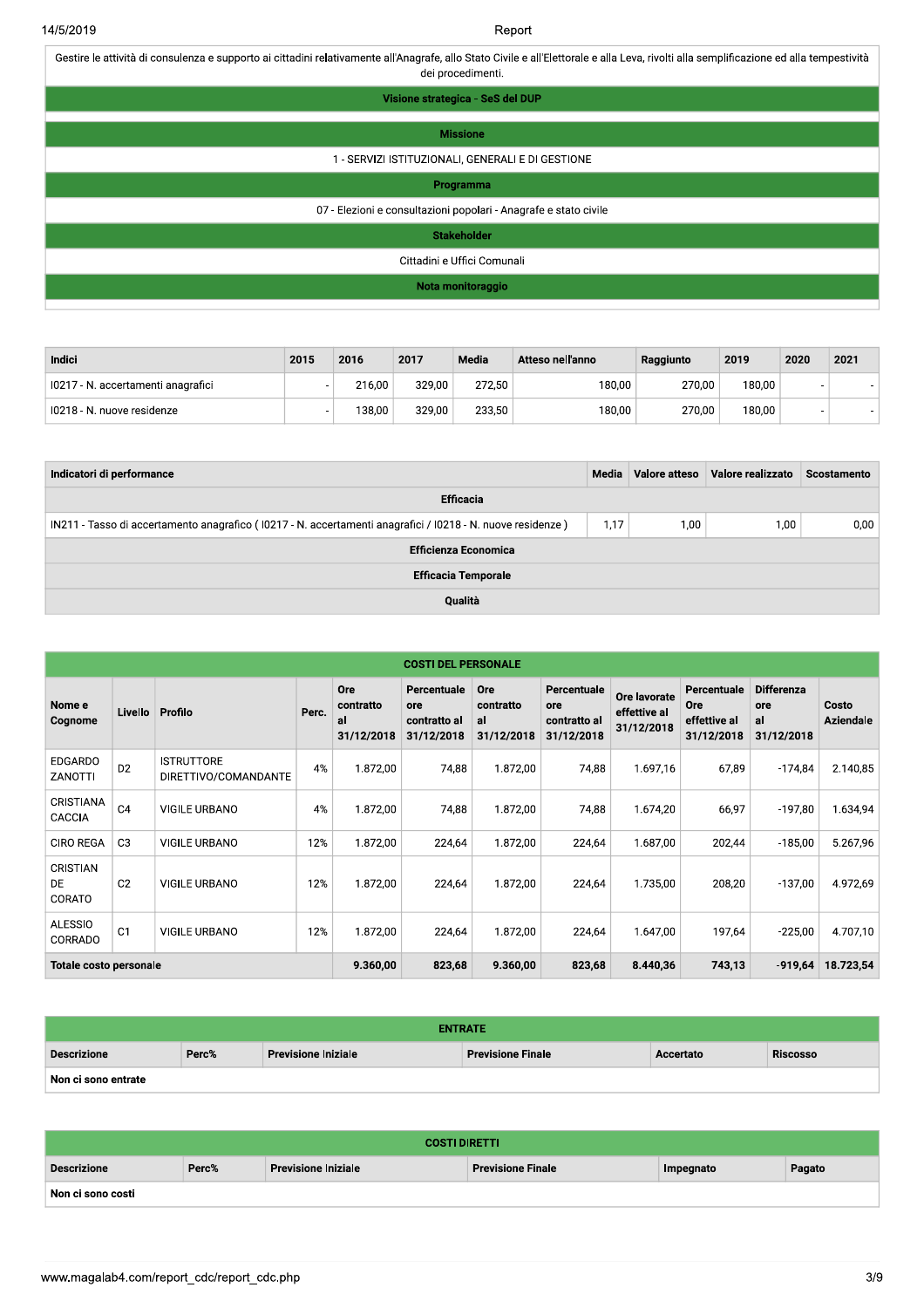Gestire le attività di consulenza e supporto ai cittadini relativamente all'Anagrafe, allo Stato Civile e all'Elettorale e alla Leva, rivolti alla semplificazione ed alla tempestività dei procedimenti.

**Visione strategica - SeS del DUP**

**Missione**

1 - SERVIZI ISTITUZIONALI, GENERALI E DI GESTIONE

**Programma**

07 - Elezioni e consultazioni popolari - Anagrafe e stato civile

**Stakeholder**

Cittadini e Uffici Comunali

**Nota monitoraggio**

| Indici | 2015 | 2016 | 2017 | Media | Atteso nell'anno | Raggiunto | 2019 | 2020 | 2021 |
|---|---|---|---|---|---|---|---|---|---|
| I0217 - N. accertamenti anagrafici | - | 216,00 | 329,00 | 272,50 | 180,00 | 270,00 | 180,00 | - | - |
| I0218 - N. nuove residenze | - | 138,00 | 329,00 | 233,50 | 180,00 | 270,00 | 180,00 | - | - |

| Indicatori di performance | Media | Valore atteso | Valore realizzato | Scostamento |
|---|---|---|---|---|
| **Efficacia** | | | | |
| IN211 - Tasso di accertamento anagrafico ( I0217 - N. accertamenti anagrafici / I0218 - N. nuove residenze ) | 1,17 | 1,00 | 1,00 | 0,00 |
| **Efficienza Economica** | | | | |
| **Efficacia Temporale** | | | | |
| **Qualità** | | | | |

**COSTI DEL PERSONALE**

| Nome e Cognome | Livello | Profilo | Perc. | Ore contratto al 31/12/2018 | Percentuale ore contratto al 31/12/2018 | Ore contratto al 31/12/2018 | Percentuale ore contratto al 31/12/2018 | Ore lavorate effettive al 31/12/2018 | Percentuale Ore effettive al 31/12/2018 | Differenza ore al 31/12/2018 | Costo Aziendale |
|---|---|---|---|---|---|---|---|---|---|---|---|
| EDGARDO ZANOTTI | D2 | ISTRUTTORE DIRETTIVO/COMANDANTE | 4% | 1.872,00 | 74,88 | 1.872,00 | 74,88 | 1.697,16 | 67,89 | -174,84 | 2.140,85 |
| CRISTIANA CACCIA | C4 | VIGILE URBANO | 4% | 1.872,00 | 74,88 | 1.872,00 | 74,88 | 1.674,20 | 66,97 | -197,80 | 1.634,94 |
| CIRO REGA | C3 | VIGILE URBANO | 12% | 1.872,00 | 224,64 | 1.872,00 | 224,64 | 1.687,00 | 202,44 | -185,00 | 5.267,96 |
| CRISTIAN DE CORATO | C2 | VIGILE URBANO | 12% | 1.872,00 | 224,64 | 1.872,00 | 224,64 | 1.735,00 | 208,20 | -137,00 | 4.972,69 |
| ALESSIO CORRADO | C1 | VIGILE URBANO | 12% | 1.872,00 | 224,64 | 1.872,00 | 224,64 | 1.647,00 | 197,64 | -225,00 | 4.707,10 |
| **Totale costo personale** | | | | **9.360,00** | **823,68** | **9.360,00** | **823,68** | **8.440,36** | **743,13** | **-919,64** | **18.723,54** |

**ENTRATE**

| Descrizione | Perc% | Previsione Iniziale | Previsione Finale | Accertato | Riscosso |
|---|---|---|---|---|---|
| **Non ci sono entrate** | | | | | |

**COSTI DIRETTI**

| Descrizione | Perc% | Previsione Iniziale | Previsione Finale | Impegnato | Pagato |
|---|---|---|---|---|---|
| **Non ci sono costi** | | | | | |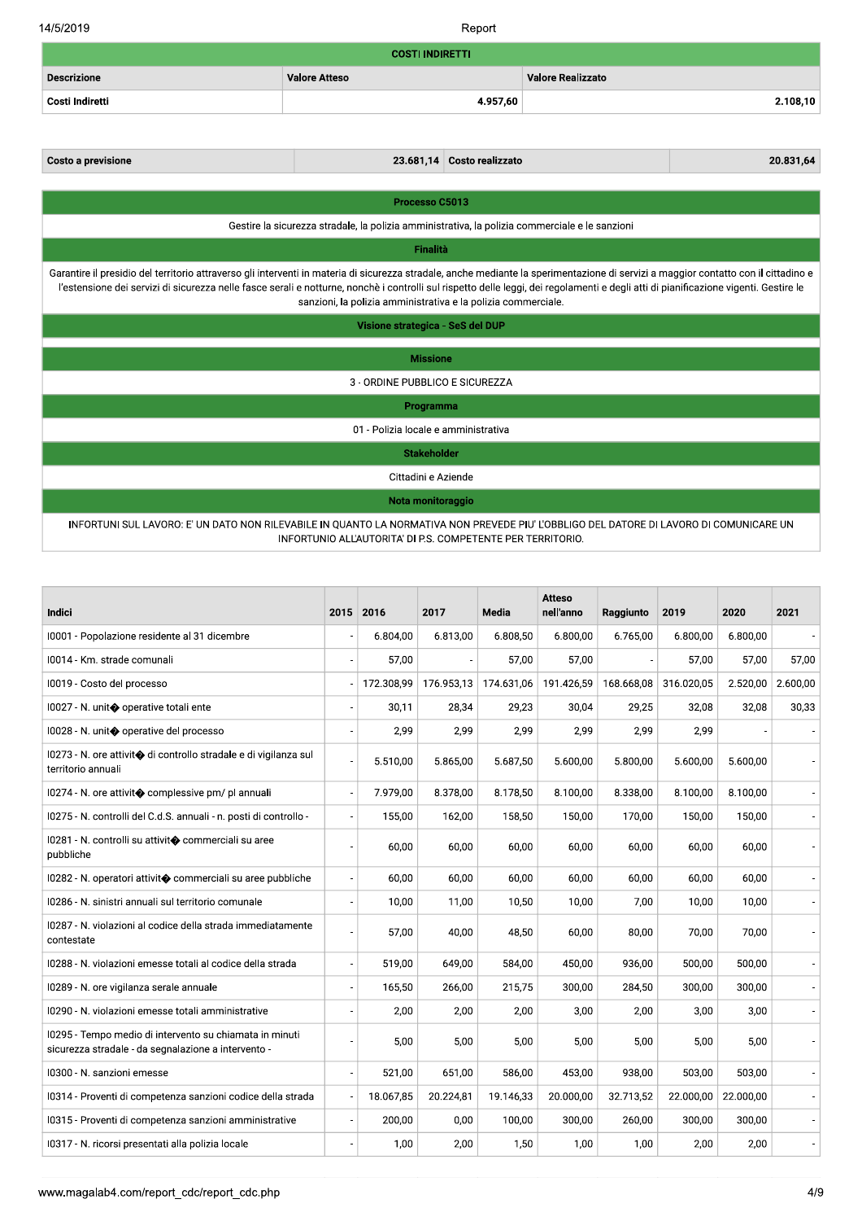| COSTI INDIRETTI | | |
|---|---|---|
| **Descrizione** | **Valore Atteso** | **Valore Realizzato** |
| **Costi Indiretti** | **4.957,60** | **2.108,10** |

| **Costo a previsione** | **23.681,14** | **Costo realizzato** | **20.831,64** |
|---|---|---|---|

| **Processo C5013** |
|---|
| Gestire la sicurezza stradale, la polizia amministrativa, la polizia commerciale e le sanzioni |
| **Finalità** |
| Garantire il presidio del territorio attraverso gli interventi in materia di sicurezza stradale, anche mediante la sperimentazione di servizi a maggior contatto con il cittadino e l'estensione dei servizi di sicurezza nelle fasce serali e notturne, nonchè i controlli sul rispetto delle leggi, dei regolamenti e degli atti di pianificazione vigenti. Gestire le sanzioni, la polizia amministrativa e la polizia commerciale. |
| **Visione strategica - SeS del DUP** |
| |
| **Missione** |
| 3 - ORDINE PUBBLICO E SICUREZZA |
| **Programma** |
| 01 - Polizia locale e amministrativa |
| **Stakeholder** |
| Cittadini e Aziende |
| **Nota monitoraggio** |
| INFORTUNI SUL LAVORO: E' UN DATO NON RILEVABILE IN QUANTO LA NORMATIVA NON PREVEDE PIU' L'OBBLIGO DEL DATORE DI LAVORO DI COMUNICARE UN INFORTUNIO ALL'AUTORITA' DI P.S. COMPETENTE PER TERRITORIO. |

| Indici | 2015 | 2016 | 2017 | Media | Atteso nell'anno | Raggiunto | 2019 | 2020 | 2021 |
|---|---|---|---|---|---|---|---|---|---|
| I0001 - Popolazione residente al 31 dicembre | - | 6.804,00 | 6.813,00 | 6.808,50 | 6.800,00 | 6.765,00 | 6.800,00 | 6.800,00 | - |
| I0014 - Km. strade comunali | - | 57,00 | - | 57,00 | 57,00 | - | 57,00 | 57,00 | 57,00 |
| I0019 - Costo del processo | - | 172.308,99 | 176.953,13 | 174.631,06 | 191.426,59 | 168.668,08 | 316.020,05 | 2.520,00 | 2.600,00 |
| I0027 - N. unit� operative totali ente | - | 30,11 | 28,34 | 29,23 | 30,04 | 29,25 | 32,08 | 32,08 | 30,33 |
| I0028 - N. unit� operative del processo | - | 2,99 | 2,99 | 2,99 | 2,99 | 2,99 | 2,99 | - | - |
| I0273 - N. ore attivit� di controllo stradale e di vigilanza sul territorio annuali | - | 5.510,00 | 5.865,00 | 5.687,50 | 5.600,00 | 5.800,00 | 5.600,00 | 5.600,00 | - |
| I0274 - N. ore attivit� complessive pm/ pl annuali | - | 7.979,00 | 8.378,00 | 8.178,50 | 8.100,00 | 8.338,00 | 8.100,00 | 8.100,00 | - |
| I0275 - N. controlli del C.d.S. annuali - n. posti di controllo - | - | 155,00 | 162,00 | 158,50 | 150,00 | 170,00 | 150,00 | 150,00 | - |
| I0281 - N. controlli su attivit� commerciali su aree pubbliche | - | 60,00 | 60,00 | 60,00 | 60,00 | 60,00 | 60,00 | 60,00 | - |
| I0282 - N. operatori attivit� commerciali su aree pubbliche | - | 60,00 | 60,00 | 60,00 | 60,00 | 60,00 | 60,00 | 60,00 | - |
| I0286 - N. sinistri annuali sul territorio comunale | - | 10,00 | 11,00 | 10,50 | 10,00 | 7,00 | 10,00 | 10,00 | - |
| I0287 - N. violazioni al codice della strada immediatamente contestate | - | 57,00 | 40,00 | 48,50 | 60,00 | 80,00 | 70,00 | 70,00 | - |
| I0288 - N. violazioni emesse totali al codice della strada | - | 519,00 | 649,00 | 584,00 | 450,00 | 936,00 | 500,00 | 500,00 | - |
| I0289 - N. ore vigilanza serale annuale | - | 165,50 | 266,00 | 215,75 | 300,00 | 284,50 | 300,00 | 300,00 | - |
| I0290 - N. violazioni emesse totali amministrative | - | 2,00 | 2,00 | 2,00 | 3,00 | 2,00 | 3,00 | 3,00 | - |
| I0295 - Tempo medio di intervento su chiamata in minuti sicurezza stradale - da segnalazione a intervento - | - | 5,00 | 5,00 | 5,00 | 5,00 | 5,00 | 5,00 | 5,00 | - |
| I0300 - N. sanzioni emesse | - | 521,00 | 651,00 | 586,00 | 453,00 | 938,00 | 503,00 | 503,00 | - |
| I0314 - Proventi di competenza sanzioni codice della strada | - | 18.067,85 | 20.224,81 | 19.146,33 | 20.000,00 | 32.713,52 | 22.000,00 | 22.000,00 | - |
| I0315 - Proventi di competenza sanzioni amministrative | - | 200,00 | 0,00 | 100,00 | 300,00 | 260,00 | 300,00 | 300,00 | - |
| I0317 - N. ricorsi presentati alla polizia locale | - | 1,00 | 2,00 | 1,50 | 1,00 | 1,00 | 2,00 | 2,00 | - |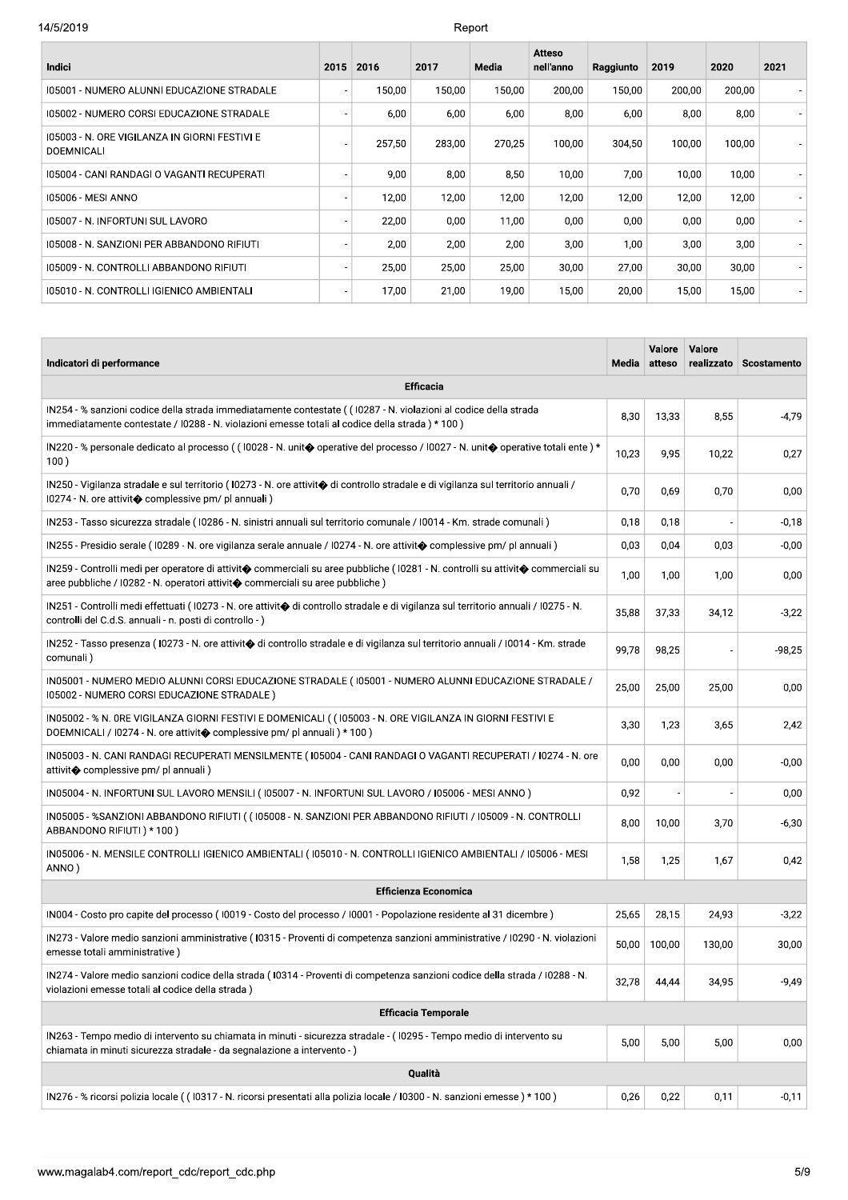| Indici | 2015 | 2016 | 2017 | Media | Atteso nell'anno | Raggiunto | 2019 | 2020 | 2021 |
|---|---|---|---|---|---|---|---|---|---|
| I05001 - NUMERO ALUNNI EDUCAZIONE STRADALE | - | 150,00 | 150,00 | 150,00 | 200,00 | 150,00 | 200,00 | 200,00 | - |
| I05002 - NUMERO CORSI EDUCAZIONE STRADALE | - | 6,00 | 6,00 | 6,00 | 8,00 | 6,00 | 8,00 | 8,00 | - |
| I05003 - N. ORE VIGILANZA IN GIORNI FESTIVI E DOEMNICALI | - | 257,50 | 283,00 | 270,25 | 100,00 | 304,50 | 100,00 | 100,00 | - |
| I05004 - CANI RANDAGI O VAGANTI RECUPERATI | - | 9,00 | 8,00 | 8,50 | 10,00 | 7,00 | 10,00 | 10,00 | - |
| I05006 - MESI ANNO | - | 12,00 | 12,00 | 12,00 | 12,00 | 12,00 | 12,00 | 12,00 | - |
| I05007 - N. INFORTUNI SUL LAVORO | - | 22,00 | 0,00 | 11,00 | 0,00 | 0,00 | 0,00 | 0,00 | - |
| I05008 - N. SANZIONI PER ABBANDONO RIFIUTI | - | 2,00 | 2,00 | 2,00 | 3,00 | 1,00 | 3,00 | 3,00 | - |
| I05009 - N. CONTROLLI ABBANDONO RIFIUTI | - | 25,00 | 25,00 | 25,00 | 30,00 | 27,00 | 30,00 | 30,00 | - |
| I05010 - N. CONTROLLI IGIENICO AMBIENTALI | - | 17,00 | 21,00 | 19,00 | 15,00 | 20,00 | 15,00 | 15,00 | - |

| Indicatori di performance | Media | Valore atteso | Valore realizzato | Scostamento |
|---|---|---|---|---|
| **Efficacia** | | | | |
| IN254 - % sanzioni codice della strada immediatamente contestate ( ( I0287 - N. violazioni al codice della strada immediatamente contestate / I0288 - N. violazioni emesse totali al codice della strada ) * 100 ) | 8,30 | 13,33 | 8,55 | -4,79 |
| IN220 - % personale dedicato al processo ( ( I0028 - N. unit� operative del processo / I0027 - N. unit� operative totali ente ) * 100 ) | 10,23 | 9,95 | 10,22 | 0,27 |
| IN250 - Vigilanza stradale e sul territorio ( I0273 - N. ore attivit� di controllo stradale e di vigilanza sul territorio annuali / I0274 - N. ore attivit� complessive pm/ pl annuali ) | 0,70 | 0,69 | 0,70 | 0,00 |
| IN253 - Tasso sicurezza stradale ( I0286 - N. sinistri annuali sul territorio comunale / I0014 - Km. strade comunali ) | 0,18 | 0,18 | - | -0,18 |
| IN255 - Presidio serale ( I0289 - N. ore vigilanza serale annuale / I0274 - N. ore attivit� complessive pm/ pl annuali ) | 0,03 | 0,04 | 0,03 | -0,00 |
| IN259 - Controlli medi per operatore di attivit� commerciali su aree pubbliche ( I0281 - N. controlli su attivit� commerciali su aree pubbliche / I0282 - N. operatori attivit� commerciali su aree pubbliche ) | 1,00 | 1,00 | 1,00 | 0,00 |
| IN251 - Controlli medi effettuati ( I0273 - N. ore attivit� di controllo stradale e di vigilanza sul territorio annuali / I0275 - N. controlli del C.d.S. annuali - n. posti di controllo - ) | 35,88 | 37,33 | 34,12 | -3,22 |
| IN252 - Tasso presenza ( I0273 - N. ore attivit� di controllo stradale e di vigilanza sul territorio annuali / I0014 - Km. strade comunali ) | 99,78 | 98,25 | - | -98,25 |
| IN05001 - NUMERO MEDIO ALUNNI CORSI EDUCAZIONE STRADALE ( I05001 - NUMERO ALUNNI EDUCAZIONE STRADALE / I05002 - NUMERO CORSI EDUCAZIONE STRADALE ) | 25,00 | 25,00 | 25,00 | 0,00 |
| IN05002 - % N. 0RE VIGILANZA GIORNI FESTIVI E DOMENICALI ( ( I05003 - N. ORE VIGILANZA IN GIORNI FESTIVI E DOEMNICALI / I0274 - N. ore attivit� complessive pm/ pl annuali ) * 100 ) | 3,30 | 1,23 | 3,65 | 2,42 |
| IN05003 - N. CANI RANDAGI RECUPERATI MENSILMENTE ( I05004 - CANI RANDAGI O VAGANTI RECUPERATI / I0274 - N. ore attivit� complessive pm/ pl annuali ) | 0,00 | 0,00 | 0,00 | -0,00 |
| IN05004 - N. INFORTUNI SUL LAVORO MENSILI ( I05007 - N. INFORTUNI SUL LAVORO / I05006 - MESI ANNO ) | 0,92 | - | - | 0,00 |
| IN05005 - %SANZIONI ABBANDONO RIFIUTI ( ( I05008 - N. SANZIONI PER ABBANDONO RIFIUTI / I05009 - N. CONTROLLI ABBANDONO RIFIUTI ) * 100 ) | 8,00 | 10,00 | 3,70 | -6,30 |
| IN05006 - N. MENSILE CONTROLLI IGIENICO AMBIENTALI ( I05010 - N. CONTROLLI IGIENICO AMBIENTALI / I05006 - MESI ANNO ) | 1,58 | 1,25 | 1,67 | 0,42 |
| **Efficienza Economica** | | | | |
| IN004 - Costo pro capite del processo ( I0019 - Costo del processo / I0001 - Popolazione residente al 31 dicembre ) | 25,65 | 28,15 | 24,93 | -3,22 |
| IN273 - Valore medio sanzioni amministrative ( I0315 - Proventi di competenza sanzioni amministrative / I0290 - N. violazioni emesse totali amministrative ) | 50,00 | 100,00 | 130,00 | 30,00 |
| IN274 - Valore medio sanzioni codice della strada ( I0314 - Proventi di competenza sanzioni codice della strada / I0288 - N. violazioni emesse totali al codice della strada ) | 32,78 | 44,44 | 34,95 | -9,49 |
| **Efficacia Temporale** | | | | |
| IN263 - Tempo medio di intervento su chiamata in minuti - sicurezza stradale - ( I0295 - Tempo medio di intervento su chiamata in minuti sicurezza stradale - da segnalazione a intervento - ) | 5,00 | 5,00 | 5,00 | 0,00 |
| **Qualità** | | | | |
| IN276 - % ricorsi polizia locale ( ( I0317 - N. ricorsi presentati alla polizia locale / I0300 - N. sanzioni emesse ) * 100 ) | 0,26 | 0,22 | 0,11 | -0,11 |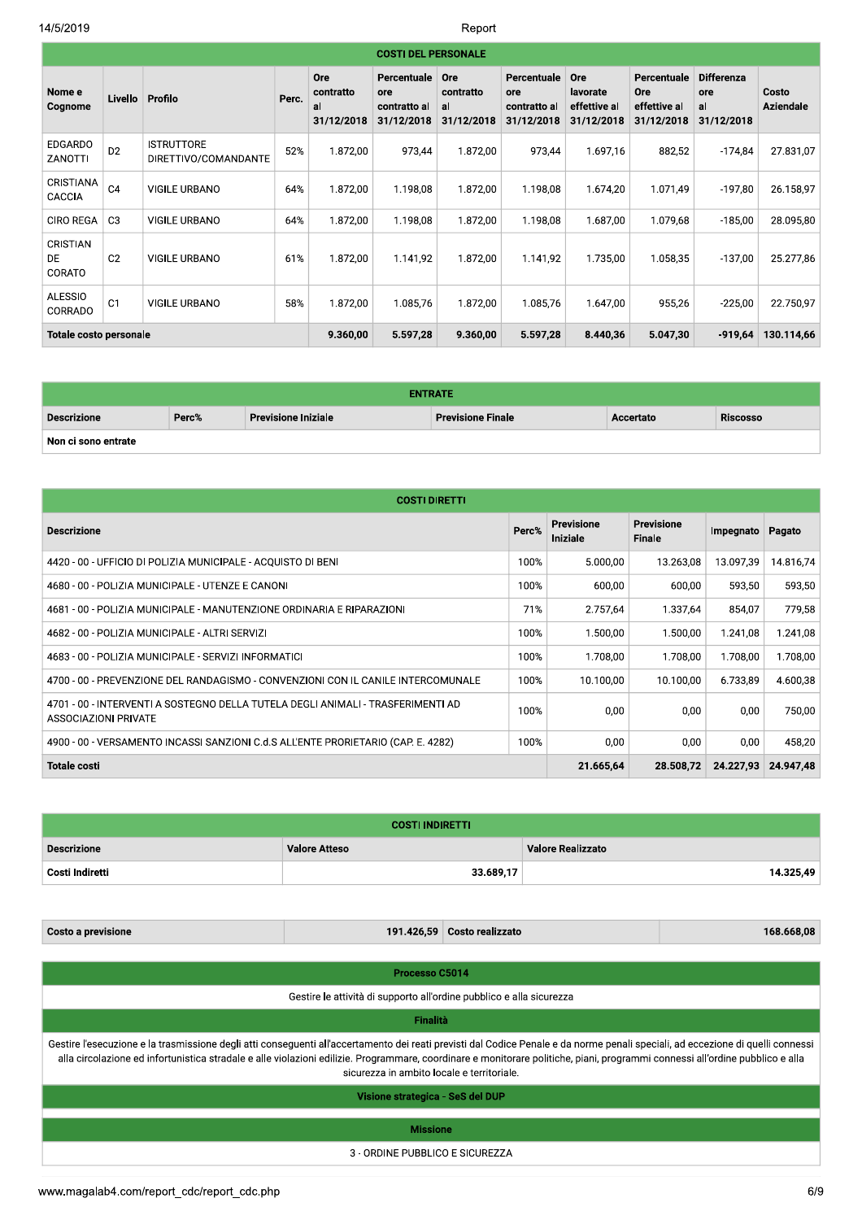| COSTI DEL PERSONALE | | | | | | | | | | | |
|---|---|---|---|---|---|---|---|---|---|---|---|
| Nome e Cognome | Livello | Profilo | Perc. | Ore contratto al 31/12/2018 | Percentuale ore contratto al 31/12/2018 | Ore contratto al 31/12/2018 | Percentuale ore contratto al 31/12/2018 | Ore lavorate effettive al 31/12/2018 | Percentuale Ore effettive al 31/12/2018 | Differenza ore al 31/12/2018 | Costo Aziendale |
| EDGARDO ZANOTTI | D2 | ISTRUTTORE DIRETTIVO/COMANDANTE | 52% | 1.872,00 | 973,44 | 1.872,00 | 973,44 | 1.697,16 | 882,52 | -174,84 | 27.831,07 |
| CRISTIANA CACCIA | C4 | VIGILE URBANO | 64% | 1.872,00 | 1.198,08 | 1.872,00 | 1.198,08 | 1.674,20 | 1.071,49 | -197,80 | 26.158,97 |
| CIRO REGA | C3 | VIGILE URBANO | 64% | 1.872,00 | 1.198,08 | 1.872,00 | 1.198,08 | 1.687,00 | 1.079,68 | -185,00 | 28.095,80 |
| CRISTIAN DE CORATO | C2 | VIGILE URBANO | 61% | 1.872,00 | 1.141,92 | 1.872,00 | 1.141,92 | 1.735,00 | 1.058,35 | -137,00 | 25.277,86 |
| ALESSIO CORRADO | C1 | VIGILE URBANO | 58% | 1.872,00 | 1.085,76 | 1.872,00 | 1.085,76 | 1.647,00 | 955,26 | -225,00 | 22.750,97 |
| **Totale costo personale** | | | | **9.360,00** | **5.597,28** | **9.360,00** | **5.597,28** | **8.440,36** | **5.047,30** | **-919,64** | **130.114,66** |

| ENTRATE | | | | | |
|---|---|---|---|---|---|
| Descrizione | Perc% | Previsione Iniziale | Previsione Finale | Accertato | Riscosso |
| **Non ci sono entrate** | | | | | |

| COSTI DIRETTI | | | | | |
|---|---|---|---|---|---|
| Descrizione | Perc% | Previsione Iniziale | Previsione Finale | Impegnato | Pagato |
| 4420 - 00 - UFFICIO DI POLIZIA MUNICIPALE - ACQUISTO DI BENI | 100% | 5.000,00 | 13.263,08 | 13.097,39 | 14.816,74 |
| 4680 - 00 - POLIZIA MUNICIPALE - UTENZE E CANONI | 100% | 600,00 | 600,00 | 593,50 | 593,50 |
| 4681 - 00 - POLIZIA MUNICIPALE - MANUTENZIONE ORDINARIA E RIPARAZIONI | 71% | 2.757,64 | 1.337,64 | 854,07 | 779,58 |
| 4682 - 00 - POLIZIA MUNICIPALE - ALTRI SERVIZI | 100% | 1.500,00 | 1.500,00 | 1.241,08 | 1.241,08 |
| 4683 - 00 - POLIZIA MUNICIPALE - SERVIZI INFORMATICI | 100% | 1.708,00 | 1.708,00 | 1.708,00 | 1.708,00 |
| 4700 - 00 - PREVENZIONE DEL RANDAGISMO - CONVENZIONI CON IL CANILE INTERCOMUNALE | 100% | 10.100,00 | 10.100,00 | 6.733,89 | 4.600,38 |
| 4701 - 00 - INTERVENTI A SOSTEGNO DELLA TUTELA DEGLI ANIMALI - TRASFERIMENTI AD ASSOCIAZIONI PRIVATE | 100% | 0,00 | 0,00 | 0,00 | 750,00 |
| 4900 - 00 - VERSAMENTO INCASSI SANZIONI C.d.S ALL'ENTE PRORIETARIO (CAP. E. 4282) | 100% | 0,00 | 0,00 | 0,00 | 458,20 |
| **Totale costi** | | **21.665,64** | **28.508,72** | **24.227,93** | **24.947,48** |

| COSTI INDIRETTI | | |
|---|---|---|
| Descrizione | Valore Atteso | Valore Realizzato |
| **Costi Indiretti** | **33.689,17** | **14.325,49** |

| Costo a previsione | 191.426,59 | Costo realizzato | 168.668,08 |
|---|---|---|---|

**Processo C5014**

Gestire le attività di supporto all'ordine pubblico e alla sicurezza

**Finalità**

Gestire l'esecuzione e la trasmissione degli atti conseguenti all'accertamento dei reati previsti dal Codice Penale e da norme penali speciali, ad eccezione di quelli connessi alla circolazione ed infortunistica stradale e alle violazioni edilizie. Programmare, coordinare e monitorare politiche, piani, programmi connessi all'ordine pubblico e alla sicurezza in ambito locale e territoriale.

**Visione strategica - SeS del DUP**

**Missione**

3 - ORDINE PUBBLICO E SICUREZZA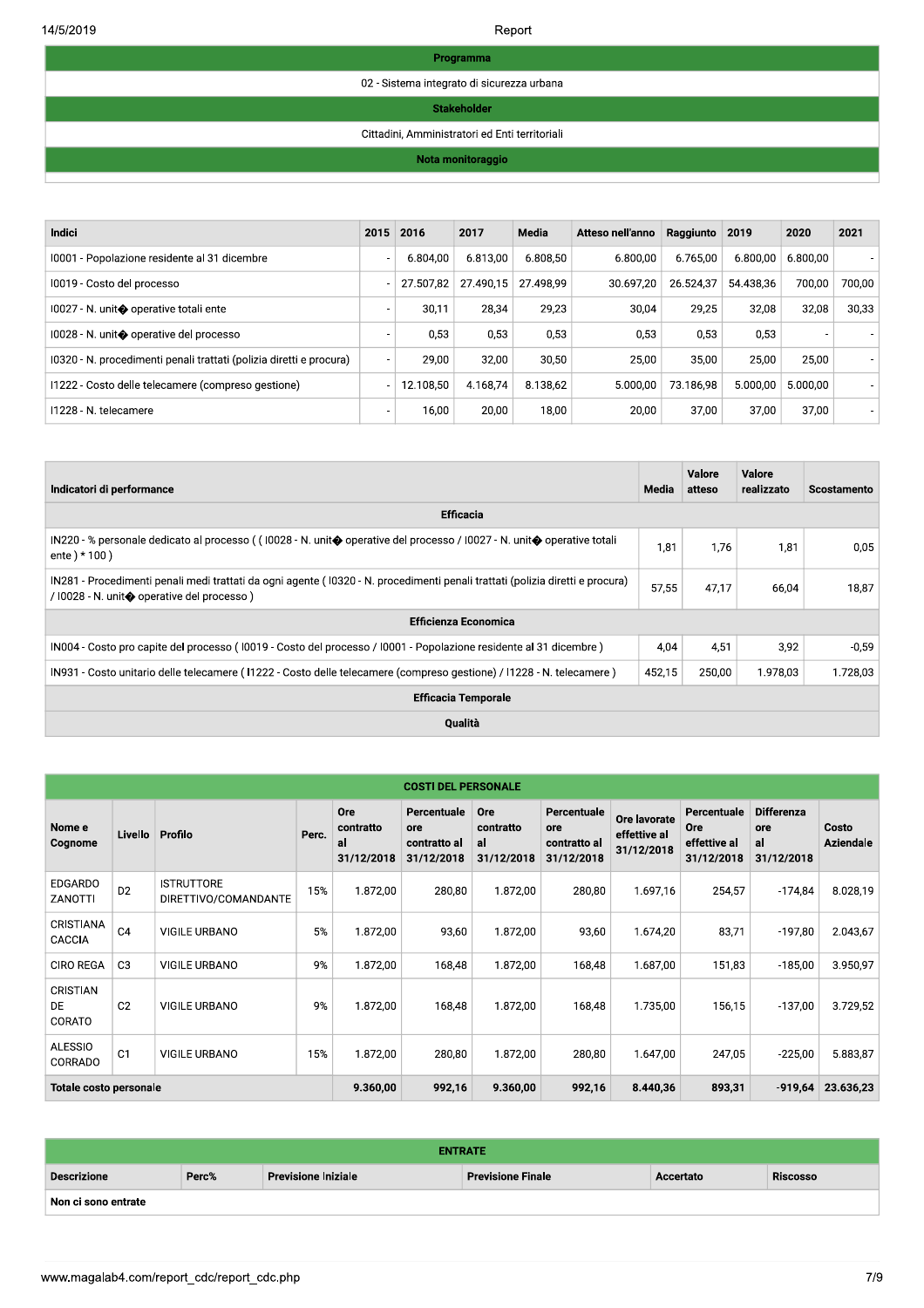| Programma |
| --- |
| 02 - Sistema integrato di sicurezza urbana |
| **Stakeholder** |
| Cittadini, Amministratori ed Enti territoriali |
| **Nota monitoraggio** |
| |

| Indici | 2015 | 2016 | 2017 | Media | Atteso nell'anno | Raggiunto | 2019 | 2020 | 2021 |
| --- | --- | --- | --- | --- | --- | --- | --- | --- | --- |
| I0001 - Popolazione residente al 31 dicembre | - | 6.804,00 | 6.813,00 | 6.808,50 | 6.800,00 | 6.765,00 | 6.800,00 | 6.800,00 | - |
| I0019 - Costo del processo | - | 27.507,82 | 27.490,15 | 27.498,99 | 30.697,20 | 26.524,37 | 54.438,36 | 700,00 | 700,00 |
| I0027 - N. unit� operative totali ente | - | 30,11 | 28,34 | 29,23 | 30,04 | 29,25 | 32,08 | 32,08 | 30,33 |
| I0028 - N. unit� operative del processo | - | 0,53 | 0,53 | 0,53 | 0,53 | 0,53 | 0,53 | - | - |
| I0320 - N. procedimenti penali trattati (polizia diretti e procura) | - | 29,00 | 32,00 | 30,50 | 25,00 | 35,00 | 25,00 | 25,00 | - |
| I1222 - Costo delle telecamere (compreso gestione) | - | 12.108,50 | 4.168,74 | 8.138,62 | 5.000,00 | 73.186,98 | 5.000,00 | 5.000,00 | - |
| I1228 - N. telecamere | - | 16,00 | 20,00 | 18,00 | 20,00 | 37,00 | 37,00 | 37,00 | - |

| Indicatori di performance | Media | Valore atteso | Valore realizzato | Scostamento |
| --- | --- | --- | --- | --- |
| **Efficacia** | | | | |
| IN220 - % personale dedicato al processo ( ( I0028 - N. unit� operative del processo / I0027 - N. unit� operative totali ente ) * 100 ) | 1,81 | 1,76 | 1,81 | 0,05 |
| IN281 - Procedimenti penali medi trattati da ogni agente ( I0320 - N. procedimenti penali trattati (polizia diretti e procura) / I0028 - N. unit� operative del processo ) | 57,55 | 47,17 | 66,04 | 18,87 |
| **Efficienza Economica** | | | | |
| IN004 - Costo pro capite del processo ( I0019 - Costo del processo / I0001 - Popolazione residente al 31 dicembre ) | 4,04 | 4,51 | 3,92 | -0,59 |
| IN931 - Costo unitario delle telecamere ( I1222 - Costo delle telecamere (compreso gestione) / I1228 - N. telecamere ) | 452,15 | 250,00 | 1.978,03 | 1.728,03 |
| **Efficacia Temporale** | | | | |
| **Qualità** | | | | |

| COSTI DEL PERSONALE | | | | | | | | | | | |
| --- | --- | --- | --- | --- | --- | --- | --- | --- | --- | --- | --- |
| Nome e Cognome | Livello | Profilo | Perc. | Ore contratto al 31/12/2018 | Percentuale ore contratto al 31/12/2018 | Ore contratto al 31/12/2018 | Percentuale ore contratto al 31/12/2018 | Ore lavorate effettive al 31/12/2018 | Percentuale Ore effettive al 31/12/2018 | Differenza ore al 31/12/2018 | Costo Aziendale |
| EDGARDO ZANOTTI | D2 | ISTRUTTORE DIRETTIVO/COMANDANTE | 15% | 1.872,00 | 280,80 | 1.872,00 | 280,80 | 1.697,16 | 254,57 | -174,84 | 8.028,19 |
| CRISTIANA CACCIA | C4 | VIGILE URBANO | 5% | 1.872,00 | 93,60 | 1.872,00 | 93,60 | 1.674,20 | 83,71 | -197,80 | 2.043,67 |
| CIRO REGA | C3 | VIGILE URBANO | 9% | 1.872,00 | 168,48 | 1.872,00 | 168,48 | 1.687,00 | 151,83 | -185,00 | 3.950,97 |
| CRISTIAN DE CORATO | C2 | VIGILE URBANO | 9% | 1.872,00 | 168,48 | 1.872,00 | 168,48 | 1.735,00 | 156,15 | -137,00 | 3.729,52 |
| ALESSIO CORRADO | C1 | VIGILE URBANO | 15% | 1.872,00 | 280,80 | 1.872,00 | 280,80 | 1.647,00 | 247,05 | -225,00 | 5.883,87 |
| **Totale costo personale** | | | | **9.360,00** | **992,16** | **9.360,00** | **992,16** | **8.440,36** | **893,31** | **-919,64** | **23.636,23** |

| ENTRATE | | | | | |
| --- | --- | --- | --- | --- | --- |
| Descrizione | Perc% | Previsione Iniziale | Previsione Finale | Accertato | Riscosso |
| **Non ci sono entrate** | | | | | |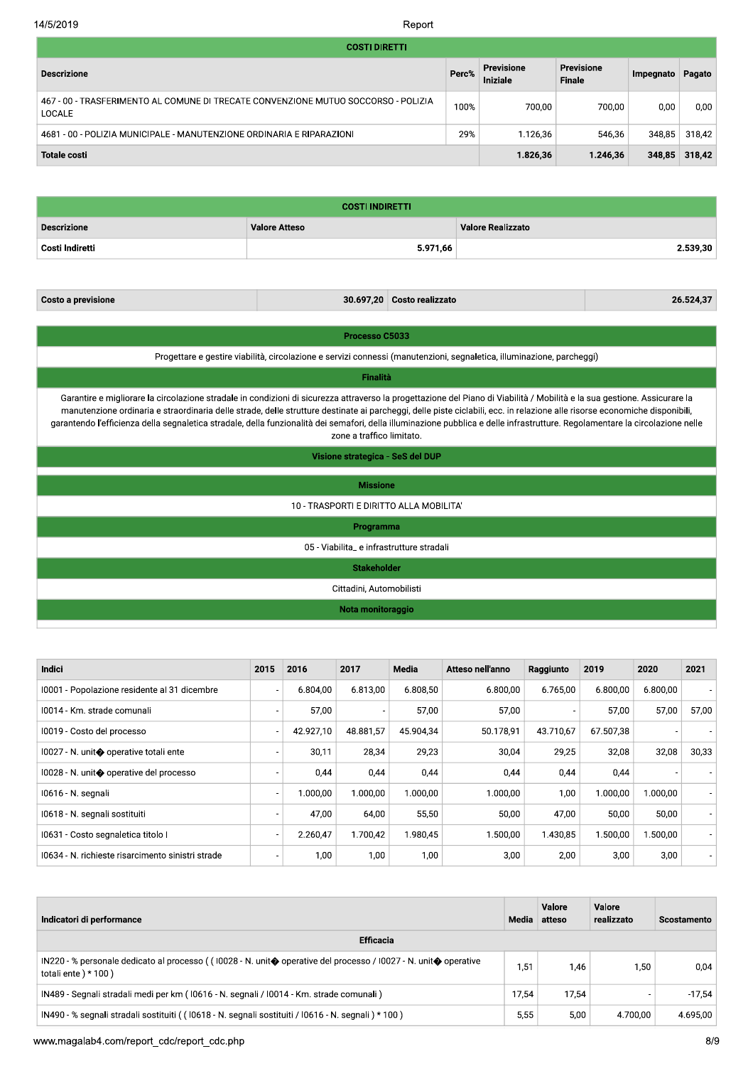| COSTI DIRETTI | | | | | |
|---|---|---|---|---|---|
| **Descrizione** | **Perc%** | **Previsione Iniziale** | **Previsione Finale** | **Impegnato** | **Pagato** |
| 467 - 00 - TRASFERIMENTO AL COMUNE DI TRECATE CONVENZIONE MUTUO SOCCORSO - POLIZIA LOCALE | 100% | 700,00 | 700,00 | 0,00 | 0,00 |
| 4681 - 00 - POLIZIA MUNICIPALE - MANUTENZIONE ORDINARIA E RIPARAZIONI | 29% | 1.126,36 | 546,36 | 348,85 | 318,42 |
| **Totale costi** | | **1.826,36** | **1.246,36** | **348,85** | **318,42** |

| COSTI INDIRETTI | | |
|---|---|---|
| **Descrizione** | **Valore Atteso** | **Valore Realizzato** |
| **Costi Indiretti** | **5.971,66** | **2.539,30** |

| Costo a previsione | 30.697,20 | Costo realizzato | 26.524,37 |
|---|---|---|---|

**Processo C5033**

Progettare e gestire viabilità, circolazione e servizi connessi (manutenzioni, segnaletica, illuminazione, parcheggi)

**Finalità**

Garantire e migliorare la circolazione stradale in condizioni di sicurezza attraverso la progettazione del Piano di Viabilità / Mobilità e la sua gestione. Assicurare la manutenzione ordinaria e straordinaria delle strade, delle strutture destinate ai parcheggi, delle piste ciclabili, ecc. in relazione alle risorse economiche disponibili, garantendo l'efficienza della segnaletica stradale, della funzionalità dei semafori, della illuminazione pubblica e delle infrastrutture. Regolamentare la circolazione nelle zone a traffico limitato.

**Visione strategica - SeS del DUP**

**Missione**

10 - TRASPORTI E DIRITTO ALLA MOBILITA'

**Programma**

05 - Viabilita_ e infrastrutture stradali

**Stakeholder**

Cittadini, Automobilisti

**Nota monitoraggio**

| Indici | 2015 | 2016 | 2017 | Media | Atteso nell'anno | Raggiunto | 2019 | 2020 | 2021 |
|---|---|---|---|---|---|---|---|---|---|
| I0001 - Popolazione residente al 31 dicembre | - | 6.804,00 | 6.813,00 | 6.808,50 | 6.800,00 | 6.765,00 | 6.800,00 | 6.800,00 | - |
| I0014 - Km. strade comunali | - | 57,00 | - | 57,00 | 57,00 | - | 57,00 | 57,00 | 57,00 |
| I0019 - Costo del processo | - | 42.927,10 | 48.881,57 | 45.904,34 | 50.178,91 | 43.710,67 | 67.507,38 | - | - |
| I0027 - N. unit� operative totali ente | - | 30,11 | 28,34 | 29,23 | 30,04 | 29,25 | 32,08 | 32,08 | 30,33 |
| I0028 - N. unit� operative del processo | - | 0,44 | 0,44 | 0,44 | 0,44 | 0,44 | 0,44 | - | - |
| I0616 - N. segnali | - | 1.000,00 | 1.000,00 | 1.000,00 | 1.000,00 | 1,00 | 1.000,00 | 1.000,00 | - |
| I0618 - N. segnali sostituiti | - | 47,00 | 64,00 | 55,50 | 50,00 | 47,00 | 50,00 | 50,00 | - |
| I0631 - Costo segnaletica titolo I | - | 2.260,47 | 1.700,42 | 1.980,45 | 1.500,00 | 1.430,85 | 1.500,00 | 1.500,00 | - |
| I0634 - N. richieste risarcimento sinistri strade | - | 1,00 | 1,00 | 1,00 | 3,00 | 2,00 | 3,00 | 3,00 | - |

| Indicatori di performance | Media | Valore atteso | Valore realizzato | Scostamento |
|---|---|---|---|---|
| **Efficacia** | | | | |
| IN220 - % personale dedicato al processo ( ( I0028 - N. unit� operative del processo / I0027 - N. unit� operative totali ente ) * 100 ) | 1,51 | 1,46 | 1,50 | 0,04 |
| IN489 - Segnali stradali medi per km ( I0616 - N. segnali / I0014 - Km. strade comunali ) | 17,54 | 17,54 | - | -17,54 |
| IN490 - % segnali stradali sostituiti ( ( I0618 - N. segnali sostituiti / I0616 - N. segnali ) * 100 ) | 5,55 | 5,00 | 4.700,00 | 4.695,00 |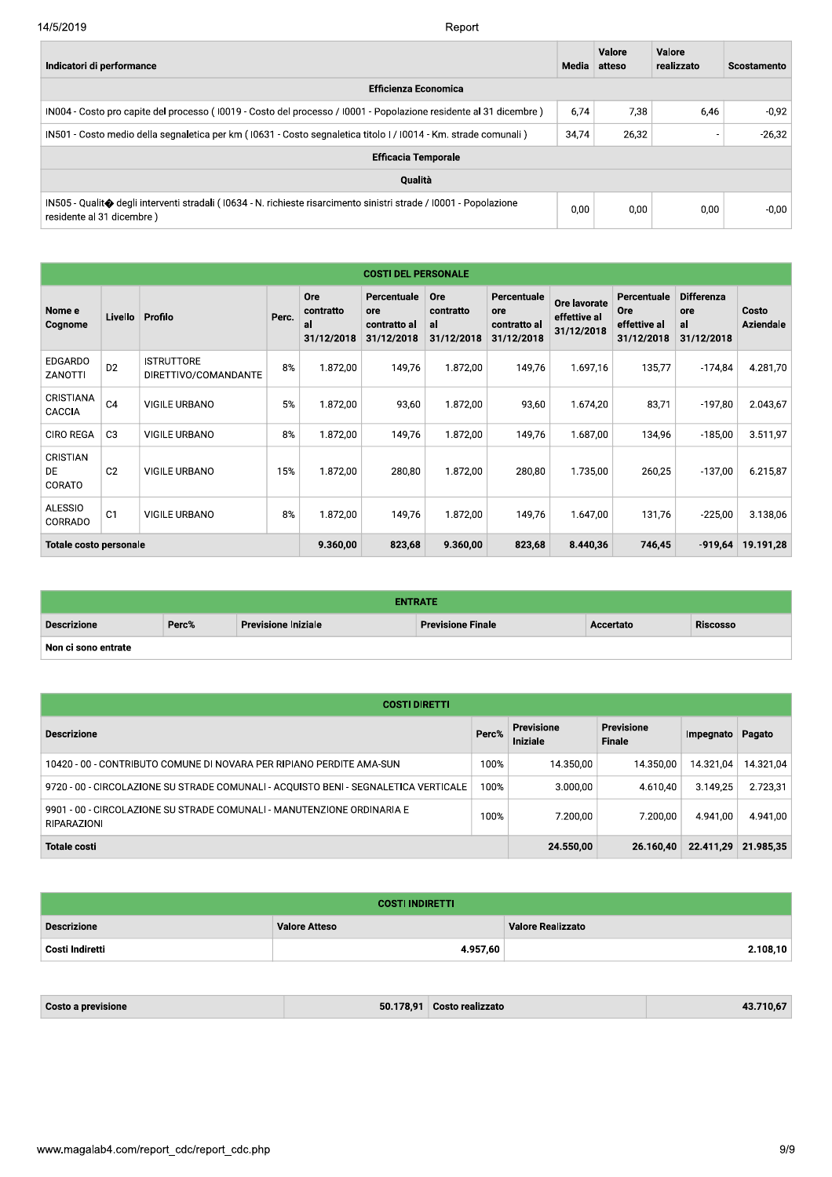| Indicatori di performance | Media | Valore atteso | Valore realizzato | Scostamento |
|---|---|---|---|---|
| **Efficienza Economica** | | | | |
| IN004 - Costo pro capite del processo ( I0019 - Costo del processo / I0001 - Popolazione residente al 31 dicembre ) | 6,74 | 7,38 | 6,46 | -0,92 |
| IN501 - Costo medio della segnaletica per km ( I0631 - Costo segnaletica titolo I / I0014 - Km. strade comunali ) | 34,74 | 26,32 | - | -26,32 |
| **Efficacia Temporale** | | | | |
| **Qualità** | | | | |
| IN505 - Qualit� degli interventi stradali ( I0634 - N. richieste risarcimento sinistri strade / I0001 - Popolazione residente al 31 dicembre ) | 0,00 | 0,00 | 0,00 | -0,00 |

| COSTI DEL PERSONALE | | | | | | | | | | | |
|---|---|---|---|---|---|---|---|---|---|---|---|
| Nome e Cognome | Livello | Profilo | Perc. | Ore contratto al 31/12/2018 | Percentuale ore contratto al 31/12/2018 | Ore contratto al 31/12/2018 | Percentuale ore contratto al 31/12/2018 | Ore lavorate effettive al 31/12/2018 | Percentuale Ore effettive al 31/12/2018 | Differenza ore al 31/12/2018 | Costo Aziendale |
| EDGARDO ZANOTTI | D2 | ISTRUTTORE DIRETTIVO/COMANDANTE | 8% | 1.872,00 | 149,76 | 1.872,00 | 149,76 | 1.697,16 | 135,77 | -174,84 | 4.281,70 |
| CRISTIANA CACCIA | C4 | VIGILE URBANO | 5% | 1.872,00 | 93,60 | 1.872,00 | 93,60 | 1.674,20 | 83,71 | -197,80 | 2.043,67 |
| CIRO REGA | C3 | VIGILE URBANO | 8% | 1.872,00 | 149,76 | 1.872,00 | 149,76 | 1.687,00 | 134,96 | -185,00 | 3.511,97 |
| CRISTIAN DE CORATO | C2 | VIGILE URBANO | 15% | 1.872,00 | 280,80 | 1.872,00 | 280,80 | 1.735,00 | 260,25 | -137,00 | 6.215,87 |
| ALESSIO CORRADO | C1 | VIGILE URBANO | 8% | 1.872,00 | 149,76 | 1.872,00 | 149,76 | 1.647,00 | 131,76 | -225,00 | 3.138,06 |
| **Totale costo personale** | | | | **9.360,00** | **823,68** | **9.360,00** | **823,68** | **8.440,36** | **746,45** | **-919,64** | **19.191,28** |

| ENTRATE | | | | | |
|---|---|---|---|---|---|
| Descrizione | Perc% | Previsione Iniziale | Previsione Finale | Accertato | Riscosso |
| **Non ci sono entrate** | | | | | |

| COSTI DIRETTI | | | | | |
|---|---|---|---|---|---|
| Descrizione | Perc% | Previsione Iniziale | Previsione Finale | Impegnato | Pagato |
| 10420 - 00 - CONTRIBUTO COMUNE DI NOVARA PER RIPIANO PERDITE AMA-SUN | 100% | 14.350,00 | 14.350,00 | 14.321,04 | 14.321,04 |
| 9720 - 00 - CIRCOLAZIONE SU STRADE COMUNALI - ACQUISTO BENI - SEGNALETICA VERTICALE | 100% | 3.000,00 | 4.610,40 | 3.149,25 | 2.723,31 |
| 9901 - 00 - CIRCOLAZIONE SU STRADE COMUNALI - MANUTENZIONE ORDINARIA E RIPARAZIONI | 100% | 7.200,00 | 7.200,00 | 4.941,00 | 4.941,00 |
| **Totale costi** | | **24.550,00** | **26.160,40** | **22.411,29** | **21.985,35** |

| COSTI INDIRETTI | | |
|---|---|---|
| Descrizione | Valore Atteso | Valore Realizzato |
| **Costi Indiretti** | 4.957,60 | 2.108,10 |

| | | | |
|---|---|---|---|
| **Costo a previsione** | **50.178,91** | **Costo realizzato** | **43.710,67** |